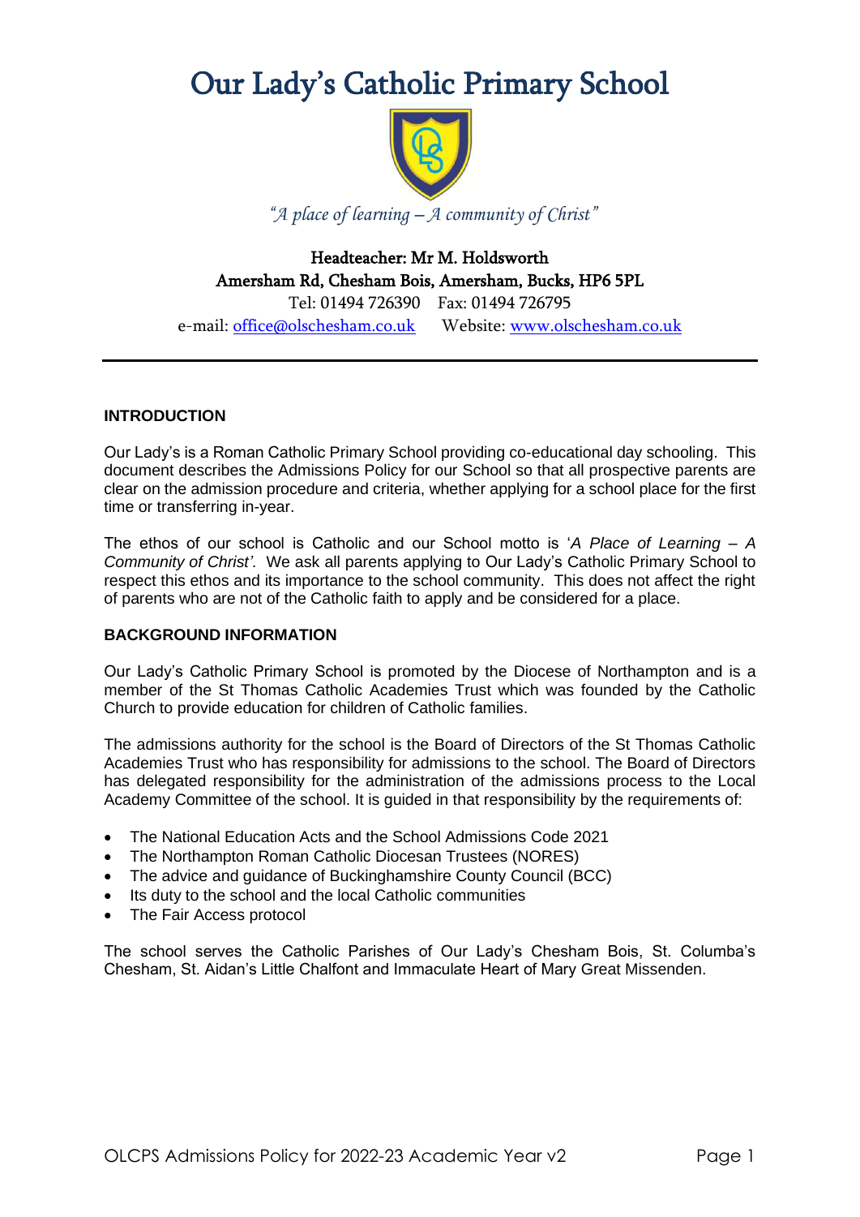# Our Lady's Catholic Primary School

*"A place of learning – A community of Christ"*

**Headteacher: Mr M. Holdsworth**
**Amersham Rd, Chesham Bois, Amersham, Bucks, HP6 5PL**
Tel: 01494 726390 Fax: 01494 726795
e-mail: office@olschesham.co.uk Website: www.olschesham.co.uk

---

## INTRODUCTION

Our Lady's is a Roman Catholic Primary School providing co-educational day schooling. This document describes the Admissions Policy for our School so that all prospective parents are clear on the admission procedure and criteria, whether applying for a school place for the first time or transferring in-year.

The ethos of our school is Catholic and our School motto is '*A Place of Learning – A Community of Christ'*. We ask all parents applying to Our Lady's Catholic Primary School to respect this ethos and its importance to the school community. This does not affect the right of parents who are not of the Catholic faith to apply and be considered for a place.

## BACKGROUND INFORMATION

Our Lady's Catholic Primary School is promoted by the Diocese of Northampton and is a member of the St Thomas Catholic Academies Trust which was founded by the Catholic Church to provide education for children of Catholic families.

The admissions authority for the school is the Board of Directors of the St Thomas Catholic Academies Trust who has responsibility for admissions to the school. The Board of Directors has delegated responsibility for the administration of the admissions process to the Local Academy Committee of the school. It is guided in that responsibility by the requirements of:

- The National Education Acts and the School Admissions Code 2021
- The Northampton Roman Catholic Diocesan Trustees (NORES)
- The advice and guidance of Buckinghamshire County Council (BCC)
- Its duty to the school and the local Catholic communities
- The Fair Access protocol

The school serves the Catholic Parishes of Our Lady's Chesham Bois, St. Columba's Chesham, St. Aidan's Little Chalfont and Immaculate Heart of Mary Great Missenden.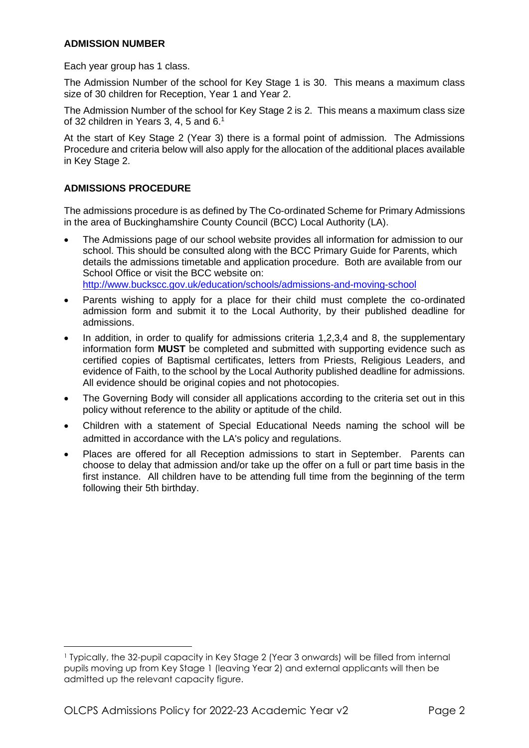## ADMISSION NUMBER

Each year group has 1 class.

The Admission Number of the school for Key Stage 1 is 30. This means a maximum class size of 30 children for Reception, Year 1 and Year 2.

The Admission Number of the school for Key Stage 2 is 2. This means a maximum class size of 32 children in Years 3, 4, 5 and 6.[1]

At the start of Key Stage 2 (Year 3) there is a formal point of admission. The Admissions Procedure and criteria below will also apply for the allocation of the additional places available in Key Stage 2.

## ADMISSIONS PROCEDURE

The admissions procedure is as defined by The Co-ordinated Scheme for Primary Admissions in the area of Buckinghamshire County Council (BCC) Local Authority (LA).

- The Admissions page of our school website provides all information for admission to our school. This should be consulted along with the BCC Primary Guide for Parents, which details the admissions timetable and application procedure. Both are available from our School Office or visit the BCC website on: http://www.buckscc.gov.uk/education/schools/admissions-and-moving-school
- Parents wishing to apply for a place for their child must complete the co-ordinated admission form and submit it to the Local Authority, by their published deadline for admissions.
- In addition, in order to qualify for admissions criteria 1,2,3,4 and 8, the supplementary information form **MUST** be completed and submitted with supporting evidence such as certified copies of Baptismal certificates, letters from Priests, Religious Leaders, and evidence of Faith, to the school by the Local Authority published deadline for admissions. All evidence should be original copies and not photocopies.
- The Governing Body will consider all applications according to the criteria set out in this policy without reference to the ability or aptitude of the child.
- Children with a statement of Special Educational Needs naming the school will be admitted in accordance with the LA's policy and regulations.
- Places are offered for all Reception admissions to start in September. Parents can choose to delay that admission and/or take up the offer on a full or part time basis in the first instance. All children have to be attending full time from the beginning of the term following their 5th birthday.

---

[1] Typically, the 32-pupil capacity in Key Stage 2 (Year 3 onwards) will be filled from internal pupils moving up from Key Stage 1 (leaving Year 2) and external applicants will then be admitted up the relevant capacity figure.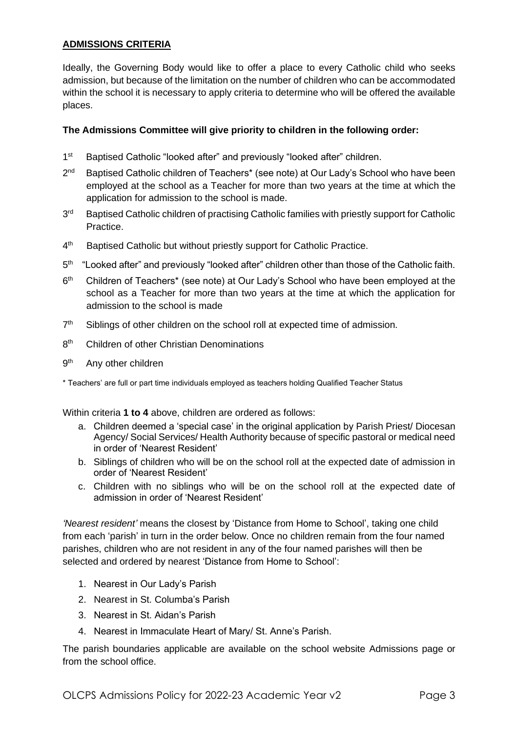## ADMISSIONS CRITERIA

Ideally, the Governing Body would like to offer a place to every Catholic child who seeks admission, but because of the limitation on the number of children who can be accommodated within the school it is necessary to apply criteria to determine who will be offered the available places.

**The Admissions Committee will give priority to children in the following order:**

1st Baptised Catholic "looked after" and previously "looked after" children.

2nd Baptised Catholic children of Teachers* (see note) at Our Lady's School who have been employed at the school as a Teacher for more than two years at the time at which the application for admission to the school is made.

3rd Baptised Catholic children of practising Catholic families with priestly support for Catholic Practice.

4th Baptised Catholic but without priestly support for Catholic Practice.

5th "Looked after" and previously "looked after" children other than those of the Catholic faith.

6th Children of Teachers* (see note) at Our Lady's School who have been employed at the school as a Teacher for more than two years at the time at which the application for admission to the school is made

7th Siblings of other children on the school roll at expected time of admission.

8th Children of other Christian Denominations

9th Any other children

\* Teachers' are full or part time individuals employed as teachers holding Qualified Teacher Status

Within criteria **1 to 4** above, children are ordered as follows:

a. Children deemed a 'special case' in the original application by Parish Priest/ Diocesan Agency/ Social Services/ Health Authority because of specific pastoral or medical need in order of 'Nearest Resident'
b. Siblings of children who will be on the school roll at the expected date of admission in order of 'Nearest Resident'
c. Children with no siblings who will be on the school roll at the expected date of admission in order of 'Nearest Resident'

*'Nearest resident'* means the closest by 'Distance from Home to School', taking one child from each 'parish' in turn in the order below. Once no children remain from the four named parishes, children who are not resident in any of the four named parishes will then be selected and ordered by nearest 'Distance from Home to School':

1. Nearest in Our Lady's Parish
2. Nearest in St. Columba's Parish
3. Nearest in St. Aidan's Parish
4. Nearest in Immaculate Heart of Mary/ St. Anne's Parish.

The parish boundaries applicable are available on the school website Admissions page or from the school office.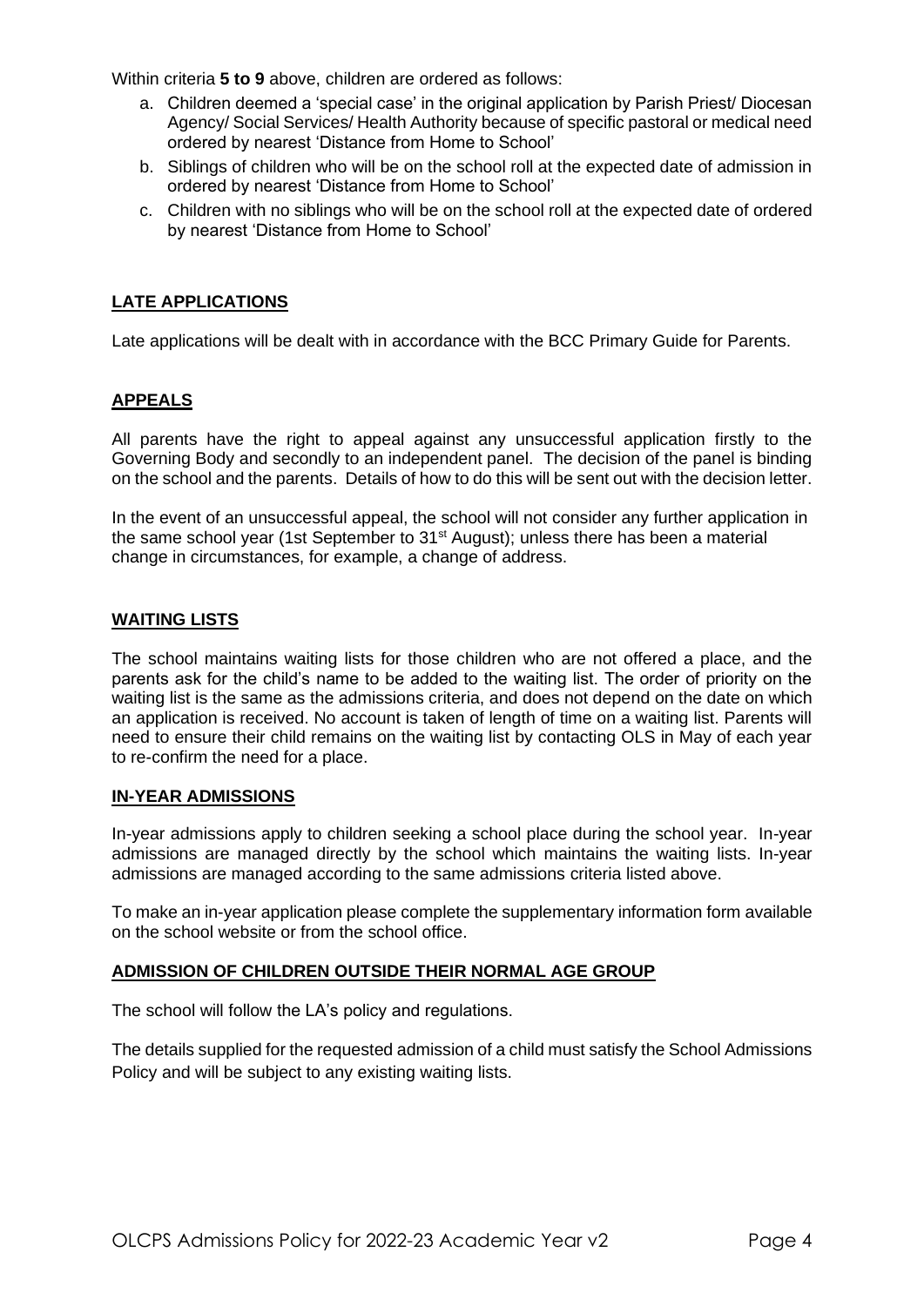Within criteria **5 to 9** above, children are ordered as follows:

a. Children deemed a 'special case' in the original application by Parish Priest/ Diocesan Agency/ Social Services/ Health Authority because of specific pastoral or medical need ordered by nearest 'Distance from Home to School'
b. Siblings of children who will be on the school roll at the expected date of admission in ordered by nearest 'Distance from Home to School'
c. Children with no siblings who will be on the school roll at the expected date of ordered by nearest 'Distance from Home to School'

## LATE APPLICATIONS

Late applications will be dealt with in accordance with the BCC Primary Guide for Parents.

## APPEALS

All parents have the right to appeal against any unsuccessful application firstly to the Governing Body and secondly to an independent panel. The decision of the panel is binding on the school and the parents. Details of how to do this will be sent out with the decision letter.

In the event of an unsuccessful appeal, the school will not consider any further application in the same school year (1st September to 31st August); unless there has been a material change in circumstances, for example, a change of address.

## WAITING LISTS

The school maintains waiting lists for those children who are not offered a place, and the parents ask for the child's name to be added to the waiting list. The order of priority on the waiting list is the same as the admissions criteria, and does not depend on the date on which an application is received. No account is taken of length of time on a waiting list. Parents will need to ensure their child remains on the waiting list by contacting OLS in May of each year to re-confirm the need for a place.

## IN-YEAR ADMISSIONS

In-year admissions apply to children seeking a school place during the school year. In-year admissions are managed directly by the school which maintains the waiting lists. In-year admissions are managed according to the same admissions criteria listed above.

To make an in-year application please complete the supplementary information form available on the school website or from the school office.

## ADMISSION OF CHILDREN OUTSIDE THEIR NORMAL AGE GROUP

The school will follow the LA's policy and regulations.

The details supplied for the requested admission of a child must satisfy the School Admissions Policy and will be subject to any existing waiting lists.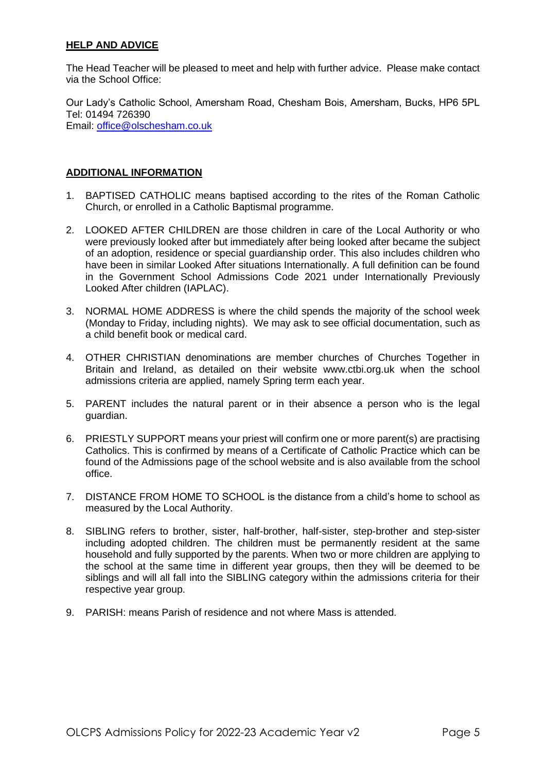## HELP AND ADVICE

The Head Teacher will be pleased to meet and help with further advice. Please make contact via the School Office:

Our Lady's Catholic School, Amersham Road, Chesham Bois, Amersham, Bucks, HP6 5PL
Tel: 01494 726390
Email: office@olschesham.co.uk

## ADDITIONAL INFORMATION

1. BAPTISED CATHOLIC means baptised according to the rites of the Roman Catholic Church, or enrolled in a Catholic Baptismal programme.

2. LOOKED AFTER CHILDREN are those children in care of the Local Authority or who were previously looked after but immediately after being looked after became the subject of an adoption, residence or special guardianship order. This also includes children who have been in similar Looked After situations Internationally. A full definition can be found in the Government School Admissions Code 2021 under Internationally Previously Looked After children (IAPLAC).

3. NORMAL HOME ADDRESS is where the child spends the majority of the school week (Monday to Friday, including nights). We may ask to see official documentation, such as a child benefit book or medical card.

4. OTHER CHRISTIAN denominations are member churches of Churches Together in Britain and Ireland, as detailed on their website www.ctbi.org.uk when the school admissions criteria are applied, namely Spring term each year.

5. PARENT includes the natural parent or in their absence a person who is the legal guardian.

6. PRIESTLY SUPPORT means your priest will confirm one or more parent(s) are practising Catholics. This is confirmed by means of a Certificate of Catholic Practice which can be found of the Admissions page of the school website and is also available from the school office.

7. DISTANCE FROM HOME TO SCHOOL is the distance from a child's home to school as measured by the Local Authority.

8. SIBLING refers to brother, sister, half-brother, half-sister, step-brother and step-sister including adopted children. The children must be permanently resident at the same household and fully supported by the parents. When two or more children are applying to the school at the same time in different year groups, then they will be deemed to be siblings and will all fall into the SIBLING category within the admissions criteria for their respective year group.

9. PARISH: means Parish of residence and not where Mass is attended.